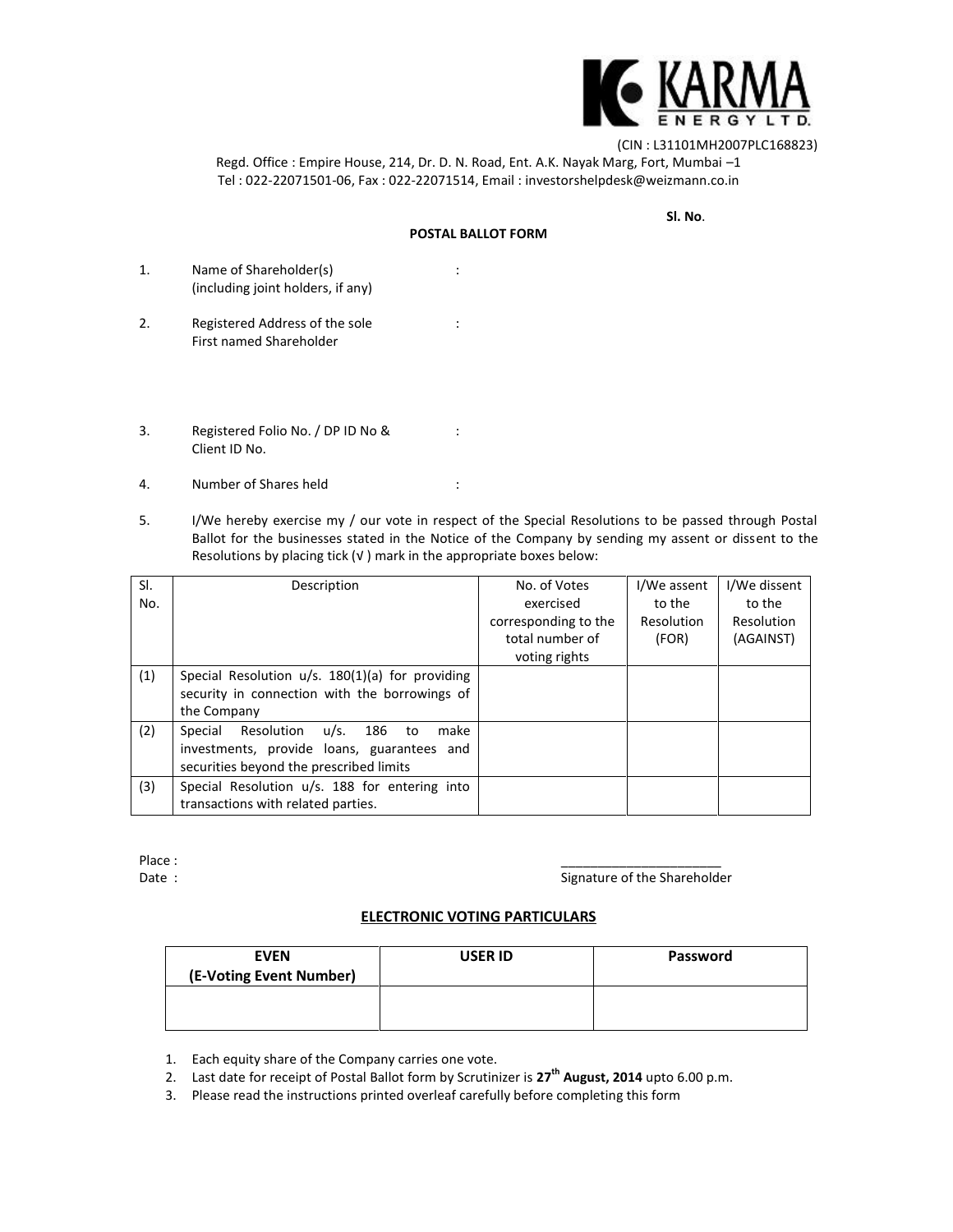**KARMA ENERGY LTD.**

(CIN : L31101MH2007PLC168823)

Regd. Office : Empire House, 214, Dr. D. N. Road, Ent. A.K. Nayak Marg, Fort, Mumbai –1
Tel : 022-22071501-06, Fax : 022-22071514, Email : investorshelpdesk@weizmann.co.in

**Sl. No**.

**POSTAL BALLOT FORM**

1. Name of Shareholder(s) (including joint holders, if any) :

2. Registered Address of the sole First named Shareholder :

3. Registered Folio No. / DP ID No & Client ID No. :

4. Number of Shares held :

5. I/We hereby exercise my / our vote in respect of the Special Resolutions to be passed through Postal Ballot for the businesses stated in the Notice of the Company by sending my assent or dissent to the Resolutions by placing tick (√ ) mark in the appropriate boxes below:

| Sl. No. | Description | No. of Votes exercised corresponding to the total number of voting rights | I/We assent to the Resolution (FOR) | I/We dissent to the Resolution (AGAINST) |
|---|---|---|---|---|
| (1) | Special Resolution u/s. 180(1)(a) for providing security in connection with the borrowings of the Company | | | |
| (2) | Special Resolution u/s. 186 to make investments, provide loans, guarantees and securities beyond the prescribed limits | | | |
| (3) | Special Resolution u/s. 188 for entering into transactions with related parties. | | | |

Place :

Date :

______________________
Signature of the Shareholder

## ELECTRONIC VOTING PARTICULARS

| EVEN (E-Voting Event Number) | USER ID | Password |
|---|---|---|
| | | |

1. Each equity share of the Company carries one vote.
2. Last date for receipt of Postal Ballot form by Scrutinizer is **27th August, 2014** upto 6.00 p.m.
3. Please read the instructions printed overleaf carefully before completing this form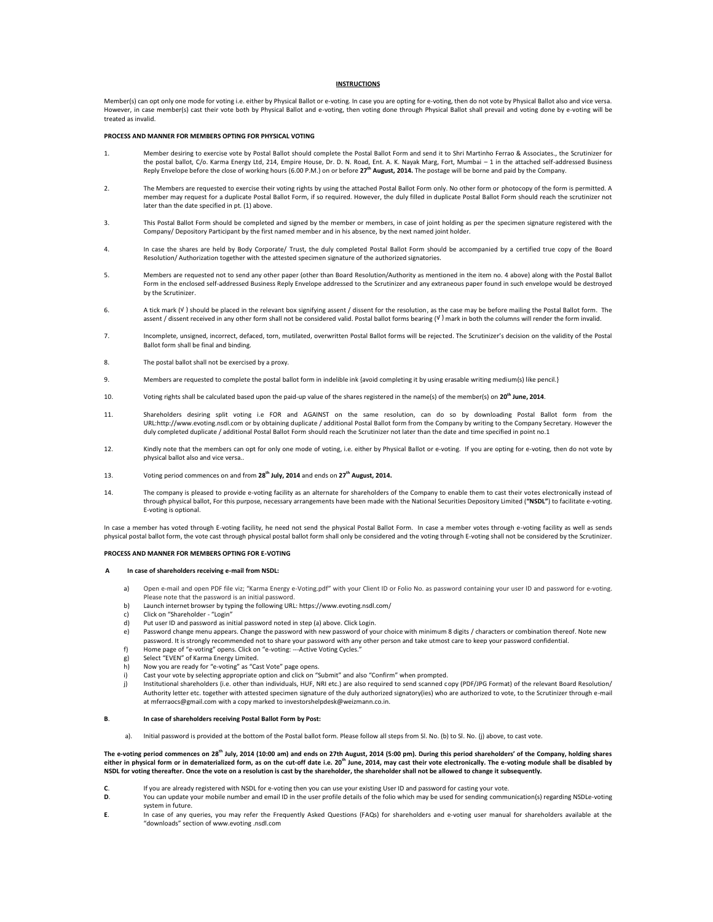## INSTRUCTIONS

Member(s) can opt only one mode for voting i.e. either by Physical Ballot or e-voting. In case you are opting for e-voting, then do not vote by Physical Ballot also and vice versa. However, in case member(s) cast their vote both by Physical Ballot and e-voting, then voting done through Physical Ballot shall prevail and voting done by e-voting will be treated as invalid.

**PROCESS AND MANNER FOR MEMBERS OPTING FOR PHYSICAL VOTING**

1. Member desiring to exercise vote by Postal Ballot should complete the Postal Ballot Form and send it to Shri Martinho Ferrao & Associates., the Scrutinizer for the postal ballot, C/o. Karma Energy Ltd, 214, Empire House, Dr. D. N. Road, Ent. A. K. Nayak Marg, Fort, Mumbai – 1 in the attached self-addressed Business Reply Envelope before the close of working hours (6.00 P.M.) on or before **27th August, 2014.** The postage will be borne and paid by the Company.

2. The Members are requested to exercise their voting rights by using the attached Postal Ballot Form only. No other form or photocopy of the form is permitted. A member may request for a duplicate Postal Ballot Form, if so required. However, the duly filled in duplicate Postal Ballot Form should reach the scrutinizer not later than the date specified in pt. (1) above.

3. This Postal Ballot Form should be completed and signed by the member or members, in case of joint holding as per the specimen signature registered with the Company/ Depository Participant by the first named member and in his absence, by the next named joint holder.

4. In case the shares are held by Body Corporate/ Trust, the duly completed Postal Ballot Form should be accompanied by a certified true copy of the Board Resolution/ Authorization together with the attested specimen signature of the authorized signatories.

5. Members are requested not to send any other paper (other than Board Resolution/Authority as mentioned in the item no. 4 above) along with the Postal Ballot Form in the enclosed self-addressed Business Reply Envelope addressed to the Scrutinizer and any extraneous paper found in such envelope would be destroyed by the Scrutinizer.

6. A tick mark (√ ) should be placed in the relevant box signifying assent / dissent for the resolution, as the case may be before mailing the Postal Ballot form. The assent / dissent received in any other form shall not be considered valid. Postal ballot forms bearing (√ ) mark in both the columns will render the form invalid.

7. Incomplete, unsigned, incorrect, defaced, torn, mutilated, overwritten Postal Ballot forms will be rejected. The Scrutinizer's decision on the validity of the Postal Ballot form shall be final and binding.

8. The postal ballot shall not be exercised by a proxy.

9. Members are requested to complete the postal ballot form in indelible ink {avoid completing it by using erasable writing medium(s) like pencil.}

10. Voting rights shall be calculated based upon the paid-up value of the shares registered in the name(s) of the member(s) on **20th June, 2014**.

11. Shareholders desiring split voting i.e FOR and AGAINST on the same resolution, can do so by downloading Postal Ballot form from the URL:http://www.evoting.nsdl.com or by obtaining duplicate / additional Postal Ballot form from the Company by writing to the Company Secretary. However the duly completed duplicate / additional Postal Ballot Form should reach the Scrutinizer not later than the date and time specified in point no.1

12. Kindly note that the members can opt for only one mode of voting, i.e. either by Physical Ballot or e-voting. If you are opting for e-voting, then do not vote by physical ballot also and vice versa..

13. Voting period commences on and from **28th July, 2014** and ends on **27th August, 2014.**

14. The company is pleased to provide e-voting facility as an alternate for shareholders of the Company to enable them to cast their votes electronically instead of through physical ballot, For this purpose, necessary arrangements have been made with the National Securities Depository Limited (**"NSDL"**) to facilitate e-voting. E-voting is optional.

In case a member has voted through E-voting facility, he need not send the physical Postal Ballot Form. In case a member votes through e-voting facility as well as sends physical postal ballot form, the vote cast through physical postal ballot form shall only be considered and the voting through E-voting shall not be considered by the Scrutinizer.

**PROCESS AND MANNER FOR MEMBERS OPTING FOR E-VOTING**

**A In case of shareholders receiving e-mail from NSDL:**

a) Open e-mail and open PDF file viz; "Karma Energy e-Voting.pdf" with your Client ID or Folio No. as password containing your user ID and password for e-voting. Please note that the password is an initial password.
b) Launch internet browser by typing the following URL: https://www.evoting.nsdl.com/
c) Click on "Shareholder - "Login"
d) Put user ID and password as initial password noted in step (a) above. Click Login.
e) Password change menu appears. Change the password with new password of your choice with minimum 8 digits / characters or combination thereof. Note new password. It is strongly recommended not to share your password with any other person and take utmost care to keep your password confidential.
f) Home page of "e-voting" opens. Click on "e-voting: ---Active Voting Cycles."
g) Select "EVEN" of Karma Energy Limited.
h) Now you are ready for "e-voting" as "Cast Vote" page opens.
i) Cast your vote by selecting appropriate option and click on "Submit" and also "Confirm" when prompted.
j) Institutional shareholders (i.e. other than individuals, HUF, NRI etc.) are also required to send scanned copy (PDF/JPG Format) of the relevant Board Resolution/ Authority letter etc. together with attested specimen signature of the duly authorized signatory(ies) who are authorized to vote, to the Scrutinizer through e-mail at mferraocs@gmail.com with a copy marked to investorshelpdesk@weizmann.co.in.

**B. In case of shareholders receiving Postal Ballot Form by Post:**

a). Initial password is provided at the bottom of the Postal ballot form. Please follow all steps from Sl. No. (b) to Sl. No. (j) above, to cast vote.

**The e-voting period commences on 28th July, 2014 (10:00 am) and ends on 27th August, 2014 (5:00 pm). During this period shareholders' of the Company, holding shares either in physical form or in dematerialized form, as on the cut-off date i.e. 20th June, 2014, may cast their vote electronically. The e-voting module shall be disabled by NSDL for voting thereafter. Once the vote on a resolution is cast by the shareholder, the shareholder shall not be allowed to change it subsequently.**

**C**. If you are already registered with NSDL for e-voting then you can use your existing User ID and password for casting your vote.

**D**. You can update your mobile number and email ID in the user profile details of the folio which may be used for sending communication(s) regarding NSDLe-voting system in future.

**E**. In case of any queries, you may refer the Frequently Asked Questions (FAQs) for shareholders and e-voting user manual for shareholders available at the "downloads" section of www.evoting .nsdl.com